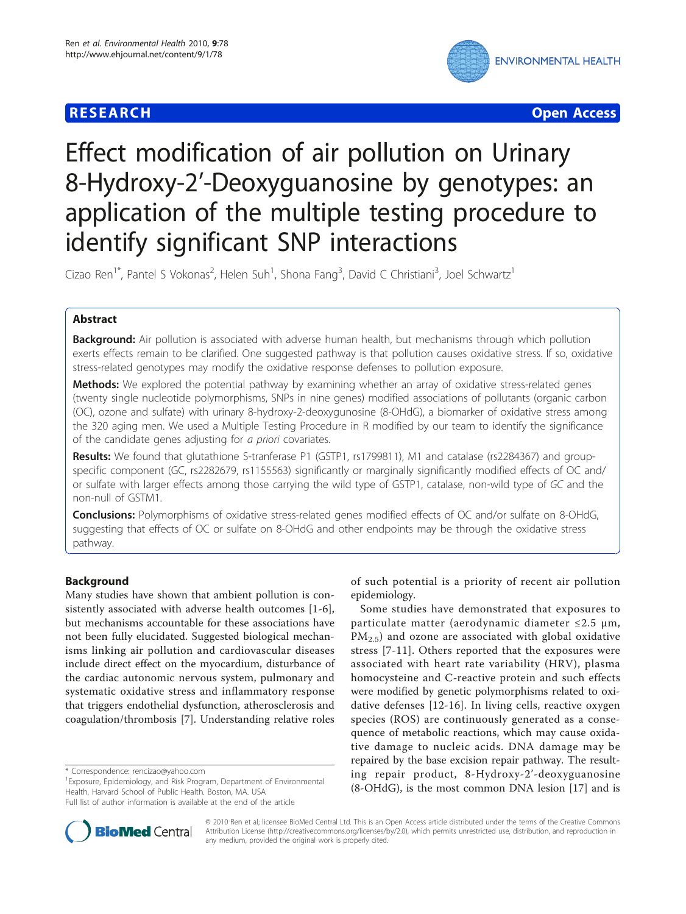**RESEARCH** **Open Access**

# Effect modification of air pollution on Urinary 8-Hydroxy-2'-Deoxyguanosine by genotypes: an application of the multiple testing procedure to identify significant SNP interactions

Cizao Ren[1*], Pantel S Vokonas[2], Helen Suh[1], Shona Fang[3], David C Christiani[3], Joel Schwartz[1]

## Abstract

**Background:** Air pollution is associated with adverse human health, but mechanisms through which pollution exerts effects remain to be clarified. One suggested pathway is that pollution causes oxidative stress. If so, oxidative stress-related genotypes may modify the oxidative response defenses to pollution exposure.

**Methods:** We explored the potential pathway by examining whether an array of oxidative stress-related genes (twenty single nucleotide polymorphisms, SNPs in nine genes) modified associations of pollutants (organic carbon (OC), ozone and sulfate) with urinary 8-hydroxy-2-deoxygunosine (8-OHdG), a biomarker of oxidative stress among the 320 aging men. We used a Multiple Testing Procedure in R modified by our team to identify the significance of the candidate genes adjusting for *a priori* covariates.

**Results:** We found that glutathione S-tranferase P1 (GSTP1, rs1799811), M1 and catalase (rs2284367) and group-specific component (GC, rs2282679, rs1155563) significantly or marginally significantly modified effects of OC and/or sulfate with larger effects among those carrying the wild type of GSTP1, catalase, non-wild type of *GC* and the non-null of GSTM1.

**Conclusions:** Polymorphisms of oxidative stress-related genes modified effects of OC and/or sulfate on 8-OHdG, suggesting that effects of OC or sulfate on 8-OHdG and other endpoints may be through the oxidative stress pathway.

## Background

Many studies have shown that ambient pollution is consistently associated with adverse health outcomes [1-6], but mechanisms accountable for these associations have not been fully elucidated. Suggested biological mechanisms linking air pollution and cardiovascular diseases include direct effect on the myocardium, disturbance of the cardiac autonomic nervous system, pulmonary and systematic oxidative stress and inflammatory response that triggers endothelial dysfunction, atherosclerosis and coagulation/thrombosis [7]. Understanding relative roles of such potential is a priority of recent air pollution epidemiology.

Some studies have demonstrated that exposures to particulate matter (aerodynamic diameter ≤2.5 μm, $PM_{2.5}$) and ozone are associated with global oxidative stress [7-11]. Others reported that the exposures were associated with heart rate variability (HRV), plasma homocysteine and C-reactive protein and such effects were modified by genetic polymorphisms related to oxidative defenses [12-16]. In living cells, reactive oxygen species (ROS) are continuously generated as a consequence of metabolic reactions, which may cause oxidative damage to nucleic acids. DNA damage may be repaired by the base excision repair pathway. The resulting repair product, 8-Hydroxy-2'-deoxyguanosine (8-OHdG), is the most common DNA lesion [17] and is

\* Correspondence: rencizao@yahoo.com

[1]Exposure, Epidemiology, and Risk Program, Department of Environmental Health, Harvard School of Public Health. Boston, MA. USA

Full list of author information is available at the end of the article

© 2010 Ren et al; licensee BioMed Central Ltd. This is an Open Access article distributed under the terms of the Creative Commons Attribution License (http://creativecommons.org/licenses/by/2.0), which permits unrestricted use, distribution, and reproduction in any medium, provided the original work is properly cited.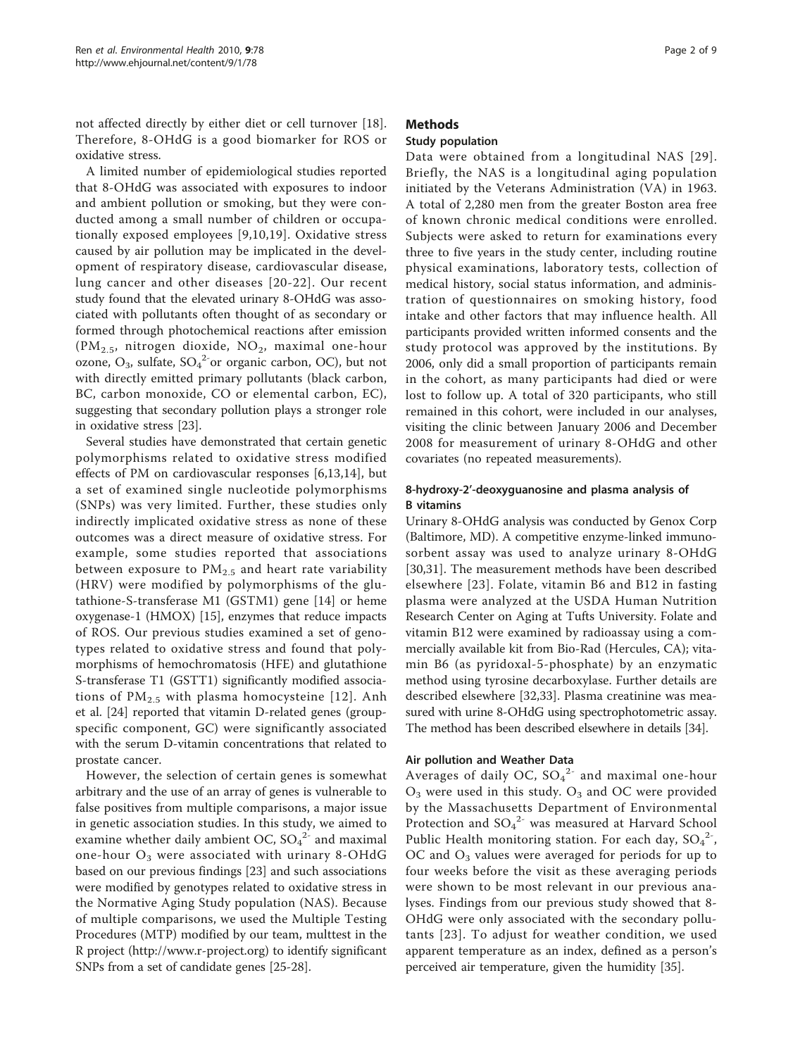not affected directly by either diet or cell turnover [18]. Therefore, 8-OHdG is a good biomarker for ROS or oxidative stress.

A limited number of epidemiological studies reported that 8-OHdG was associated with exposures to indoor and ambient pollution or smoking, but they were conducted among a small number of children or occupationally exposed employees [9,10,19]. Oxidative stress caused by air pollution may be implicated in the development of respiratory disease, cardiovascular disease, lung cancer and other diseases [20-22]. Our recent study found that the elevated urinary 8-OHdG was associated with pollutants often thought of as secondary or formed through photochemical reactions after emission ($PM_{2.5}$, nitrogen dioxide, $NO_2$, maximal one-hour ozone, $O_3$, sulfate, $SO_4^{2-}$or organic carbon, OC), but not with directly emitted primary pollutants (black carbon, BC, carbon monoxide, CO or elemental carbon, EC), suggesting that secondary pollution plays a stronger role in oxidative stress [23].

Several studies have demonstrated that certain genetic polymorphisms related to oxidative stress modified effects of PM on cardiovascular responses [6,13,14], but a set of examined single nucleotide polymorphisms (SNPs) was very limited. Further, these studies only indirectly implicated oxidative stress as none of these outcomes was a direct measure of oxidative stress. For example, some studies reported that associations between exposure to $PM_{2.5}$ and heart rate variability (HRV) were modified by polymorphisms of the glutathione-S-transferase M1 (GSTM1) gene [14] or heme oxygenase-1 (HMOX) [15], enzymes that reduce impacts of ROS. Our previous studies examined a set of genotypes related to oxidative stress and found that polymorphisms of hemochromatosis (HFE) and glutathione S-transferase T1 (GSTT1) significantly modified associations of $PM_{2.5}$ with plasma homocysteine [12]. Anh et al. [24] reported that vitamin D-related genes (group-specific component, GC) were significantly associated with the serum D-vitamin concentrations that related to prostate cancer.

However, the selection of certain genes is somewhat arbitrary and the use of an array of genes is vulnerable to false positives from multiple comparisons, a major issue in genetic association studies. In this study, we aimed to examine whether daily ambient OC, $SO_4^{2-}$ and maximal one-hour $O_3$ were associated with urinary 8-OHdG based on our previous findings [23] and such associations were modified by genotypes related to oxidative stress in the Normative Aging Study population (NAS). Because of multiple comparisons, we used the Multiple Testing Procedures (MTP) modified by our team, multtest in the R project (http://www.r-project.org) to identify significant SNPs from a set of candidate genes [25-28].

## Methods

### Study population

Data were obtained from a longitudinal NAS [29]. Briefly, the NAS is a longitudinal aging population initiated by the Veterans Administration (VA) in 1963. A total of 2,280 men from the greater Boston area free of known chronic medical conditions were enrolled. Subjects were asked to return for examinations every three to five years in the study center, including routine physical examinations, laboratory tests, collection of medical history, social status information, and administration of questionnaires on smoking history, food intake and other factors that may influence health. All participants provided written informed consents and the study protocol was approved by the institutions. By 2006, only did a small proportion of participants remain in the cohort, as many participants had died or were lost to follow up. A total of 320 participants, who still remained in this cohort, were included in our analyses, visiting the clinic between January 2006 and December 2008 for measurement of urinary 8-OHdG and other covariates (no repeated measurements).

### 8-hydroxy-2'-deoxyguanosine and plasma analysis of B vitamins

Urinary 8-OHdG analysis was conducted by Genox Corp (Baltimore, MD). A competitive enzyme-linked immunosorbent assay was used to analyze urinary 8-OHdG [30,31]. The measurement methods have been described elsewhere [23]. Folate, vitamin B6 and B12 in fasting plasma were analyzed at the USDA Human Nutrition Research Center on Aging at Tufts University. Folate and vitamin B12 were examined by radioassay using a commercially available kit from Bio-Rad (Hercules, CA); vitamin B6 (as pyridoxal-5-phosphate) by an enzymatic method using tyrosine decarboxylase. Further details are described elsewhere [32,33]. Plasma creatinine was measured with urine 8-OHdG using spectrophotometric assay. The method has been described elsewhere in details [34].

### Air pollution and Weather Data

Averages of daily OC, $SO_4^{2-}$ and maximal one-hour $O_3$ were used in this study. $O_3$ and OC were provided by the Massachusetts Department of Environmental Protection and $SO_4^{2-}$ was measured at Harvard School Public Health monitoring station. For each day, $SO_4^{2-}$, OC and $O_3$ values were averaged for periods for up to four weeks before the visit as these averaging periods were shown to be most relevant in our previous analyses. Findings from our previous study showed that 8-OHdG were only associated with the secondary pollutants [23]. To adjust for weather condition, we used apparent temperature as an index, defined as a person's perceived air temperature, given the humidity [35].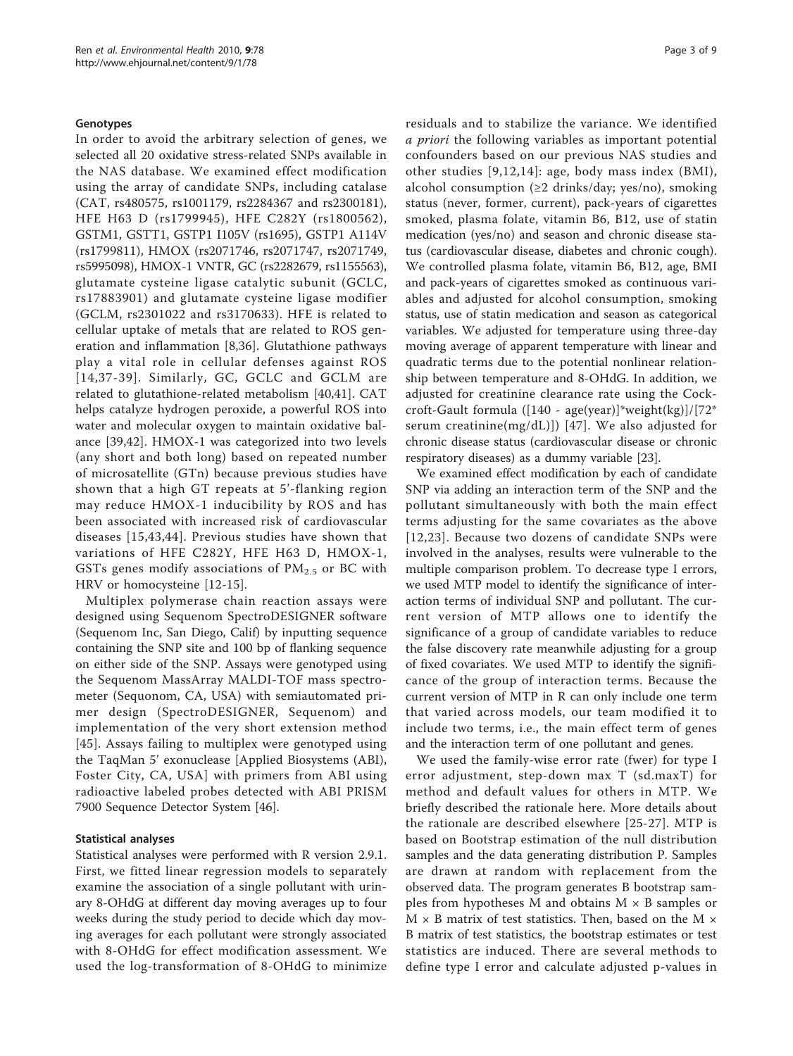### Genotypes

In order to avoid the arbitrary selection of genes, we selected all 20 oxidative stress-related SNPs available in the NAS database. We examined effect modification using the array of candidate SNPs, including catalase (CAT, rs480575, rs1001179, rs2284367 and rs2300181), HFE H63 D (rs1799945), HFE C282Y (rs1800562), GSTM1, GSTT1, GSTP1 I105V (rs1695), GSTP1 A114V (rs1799811), HMOX (rs2071746, rs2071747, rs2071749, rs5995098), HMOX-1 VNTR, GC (rs2282679, rs1155563), glutamate cysteine ligase catalytic subunit (GCLC, rs17883901) and glutamate cysteine ligase modifier (GCLM, rs2301022 and rs3170633). HFE is related to cellular uptake of metals that are related to ROS generation and inflammation [8,36]. Glutathione pathways play a vital role in cellular defenses against ROS [14,37-39]. Similarly, GC, GCLC and GCLM are related to glutathione-related metabolism [40,41]. CAT helps catalyze hydrogen peroxide, a powerful ROS into water and molecular oxygen to maintain oxidative balance [39,42]. HMOX-1 was categorized into two levels (any short and both long) based on repeated number of microsatellite (GTn) because previous studies have shown that a high GT repeats at 5'-flanking region may reduce HMOX-1 inducibility by ROS and has been associated with increased risk of cardiovascular diseases [15,43,44]. Previous studies have shown that variations of HFE C282Y, HFE H63 D, HMOX-1, GSTs genes modify associations of $PM_{2.5}$ or BC with HRV or homocysteine [12-15].

Multiplex polymerase chain reaction assays were designed using Sequenom SpectroDESIGNER software (Sequenom Inc, San Diego, Calif) by inputting sequence containing the SNP site and 100 bp of flanking sequence on either side of the SNP. Assays were genotyped using the Sequenom MassArray MALDI-TOF mass spectrometer (Sequonom, CA, USA) with semiautomated primer design (SpectroDESIGNER, Sequenom) and implementation of the very short extension method [45]. Assays failing to multiplex were genotyped using the TaqMan 5' exonuclease [Applied Biosystems (ABI), Foster City, CA, USA] with primers from ABI using radioactive labeled probes detected with ABI PRISM 7900 Sequence Detector System [46].

### Statistical analyses

Statistical analyses were performed with R version 2.9.1. First, we fitted linear regression models to separately examine the association of a single pollutant with urinary 8-OHdG at different day moving averages up to four weeks during the study period to decide which day moving averages for each pollutant were strongly associated with 8-OHdG for effect modification assessment. We used the log-transformation of 8-OHdG to minimize residuals and to stabilize the variance. We identified *a priori* the following variables as important potential confounders based on our previous NAS studies and other studies [9,12,14]: age, body mass index (BMI), alcohol consumption (≥2 drinks/day; yes/no), smoking status (never, former, current), pack-years of cigarettes smoked, plasma folate, vitamin B6, B12, use of statin medication (yes/no) and season and chronic disease status (cardiovascular disease, diabetes and chronic cough). We controlled plasma folate, vitamin B6, B12, age, BMI and pack-years of cigarettes smoked as continuous variables and adjusted for alcohol consumption, smoking status, use of statin medication and season as categorical variables. We adjusted for temperature using three-day moving average of apparent temperature with linear and quadratic terms due to the potential nonlinear relationship between temperature and 8-OHdG. In addition, we adjusted for creatinine clearance rate using the Cockcroft-Gault formula ([140 - age(year)]*weight(kg)]/[72* serum creatinine(mg/dL)]) [47]. We also adjusted for chronic disease status (cardiovascular disease or chronic respiratory diseases) as a dummy variable [23].

We examined effect modification by each of candidate SNP via adding an interaction term of the SNP and the pollutant simultaneously with both the main effect terms adjusting for the same covariates as the above [12,23]. Because two dozens of candidate SNPs were involved in the analyses, results were vulnerable to the multiple comparison problem. To decrease type I errors, we used MTP model to identify the significance of interaction terms of individual SNP and pollutant. The current version of MTP allows one to identify the significance of a group of candidate variables to reduce the false discovery rate meanwhile adjusting for a group of fixed covariates. We used MTP to identify the significance of the group of interaction terms. Because the current version of MTP in R can only include one term that varied across models, our team modified it to include two terms, i.e., the main effect term of genes and the interaction term of one pollutant and genes.

We used the family-wise error rate (fwer) for type I error adjustment, step-down max T (sd.maxT) for method and default values for others in MTP. We briefly described the rationale here. More details about the rationale are described elsewhere [25-27]. MTP is based on Bootstrap estimation of the null distribution samples and the data generating distribution P. Samples are drawn at random with replacement from the observed data. The program generates B bootstrap samples from hypotheses M and obtains M × B samples or M × B matrix of test statistics. Then, based on the M × B matrix of test statistics, the bootstrap estimates or test statistics are induced. There are several methods to define type I error and calculate adjusted p-values in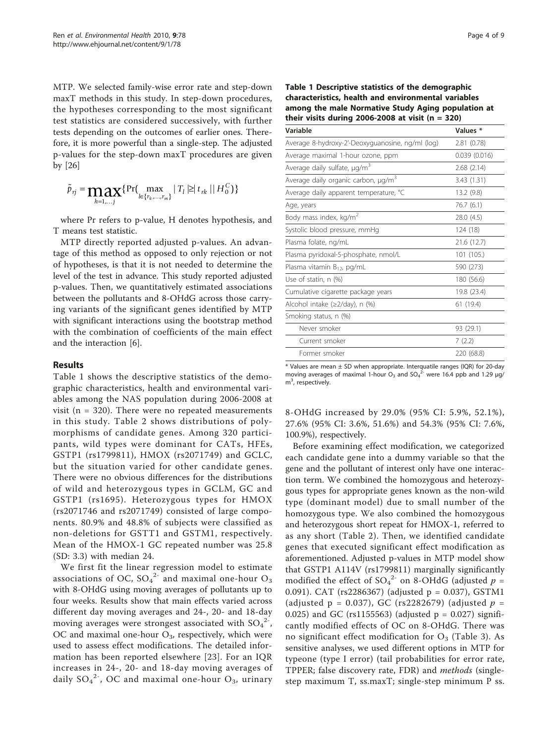MTP. We selected family-wise error rate and step-down maxT methods in this study. In step-down procedures, the hypotheses corresponding to the most significant test statistics are considered successively, with further tests depending on the outcomes of earlier ones. Therefore, it is more powerful than a single-step. The adjusted p-values for the step-down maxT procedures are given by [26]

$$\tilde{p}_{rj} = \max_{h=1,\dots j}\{\Pr(\max_{l\in\{r_k,\dots,r_m\}} |T_l| \geq |t_{rk}| \,||\, H_0^C)\}$$

where Pr refers to p-value, H denotes hypothesis, and T means test statistic.

MTP directly reported adjusted p-values. An advantage of this method as opposed to only rejection or not of hypotheses, is that it is not needed to determine the level of the test in advance. This study reported adjusted p-values. Then, we quantitatively estimated associations between the pollutants and 8-OHdG across those carrying variants of the significant genes identified by MTP with significant interactions using the bootstrap method with the combination of coefficients of the main effect and the interaction [6].

## Results

Table 1 shows the descriptive statistics of the demographic characteristics, health and environmental variables among the NAS population during 2006-2008 at visit (n = 320). There were no repeated measurements in this study. Table 2 shows distributions of polymorphisms of candidate genes. Among 320 participants, wild types were dominant for CATs, HFEs, GSTP1 (rs1799811), HMOX (rs2071749) and GCLC, but the situation varied for other candidate genes. There were no obvious differences for the distributions of wild and heterozygous types in GCLM, GC and GSTP1 (rs1695). Heterozygous types for HMOX (rs2071746 and rs2071749) consisted of large components. 80.9% and 48.8% of subjects were classified as non-deletions for GSTT1 and GSTM1, respectively. Mean of the HMOX-1 GC repeated number was 25.8 (SD: 3.3) with median 24.

We first fit the linear regression model to estimate associations of OC, $SO_4^{2-}$ and maximal one-hour $O_3$ with 8-OHdG using moving averages of pollutants up to four weeks. Results show that main effects varied across different day moving averages and 24-, 20- and 18-day moving averages were strongest associated with $SO_4^{2-}$, OC and maximal one-hour $O_3$, respectively, which were used to assess effect modifications. The detailed information has been reported elsewhere [23]. For an IQR increases in 24-, 20- and 18-day moving averages of daily $SO_4^{2-}$, OC and maximal one-hour $O_3$, urinary 8-OHdG increased by 29.0% (95% CI: 5.9%, 52.1%), 27.6% (95% CI: 3.6%, 51.6%) and 54.3% (95% CI: 7.6%, 100.9%), respectively.

Before examining effect modification, we categorized each candidate gene into a dummy variable so that the gene and the pollutant of interest only have one interaction term. We combined the homozygous and heterozygous types for appropriate genes known as the non-wild type (dominant model) due to small number of the homozygous type. We also combined the homozygous and heterozygous short repeat for HMOX-1, referred to as any short (Table 2). Then, we identified candidate genes that executed significant effect modification as aforementioned. Adjusted p-values in MTP model show that GSTP1 A114V (rs1799811) marginally significantly modified the effect of $SO_4^{2-}$ on 8-OHdG (adjusted $p$ = 0.091). CAT (rs2286367) (adjusted p = 0.037), GSTM1 (adjusted p = 0.037), GC (rs2282679) (adjusted $p$ = 0.025) and GC (rs1155563) (adjusted p = 0.027) significantly modified effects of OC on 8-OHdG. There was no significant effect modification for $O_3$ (Table 3). As sensitive analyses, we used different options in MTP for typeone (type I error) (tail probabilities for error rate, TPPER; false discovery rate, FDR) and *methods* (single-step maximum T, ss.maxT; single-step minimum P ss.

**Table 1 Descriptive statistics of the demographic characteristics, health and environmental variables among the male Normative Study Aging population at their visits during 2006-2008 at visit (n = 320)**

| Variable | Values * |
|---|---|
| Average 8-hydroxy-2'-Deoxyguanosine, ng/ml (log) | 2.81 (0.78) |
| Average maximal 1-hour ozone, ppm | 0.039 (0.016) |
| Average daily sulfate, μg/m$^3$ | 2.68 (2.14) |
| Average daily organic carbon, μg/m$^3$ | 3.43 (1.31) |
| Average daily apparent temperature, °C | 13.2 (9.8) |
| Age, years | 76.7 (6.1) |
| Body mass index, kg/m$^2$ | 28.0 (4.5) |
| Systolic blood pressure, mmHg | 124 (18) |
| Plasma folate, ng/mL | 21.6 (12.7) |
| Plasma pyridoxal-5-phosphate, nmol/L | 101 (105.) |
| Plasma vitamin $B_{12}$, pg/mL | 590 (273) |
| Use of statin, n (%) | 180 (56.6) |
| Cumulative cigarette package years | 19.8 (23.4) |
| Alcohol intake (≥2/day), n (%) | 61 (19.4) |
| Smoking status, n (%) | |
| Never smoker | 93 (29.1) |
| Current smoker | 7 (2.2) |
| Former smoker | 220 (68.8) |

\* Values are mean ± SD when appropriate. Interquatile ranges (IQR) for 20-day moving averages of maximal 1-hour $O_3$ and $SO_4^{2-}$ were 16.4 ppb and 1.29 μg/m$^3$, respectively.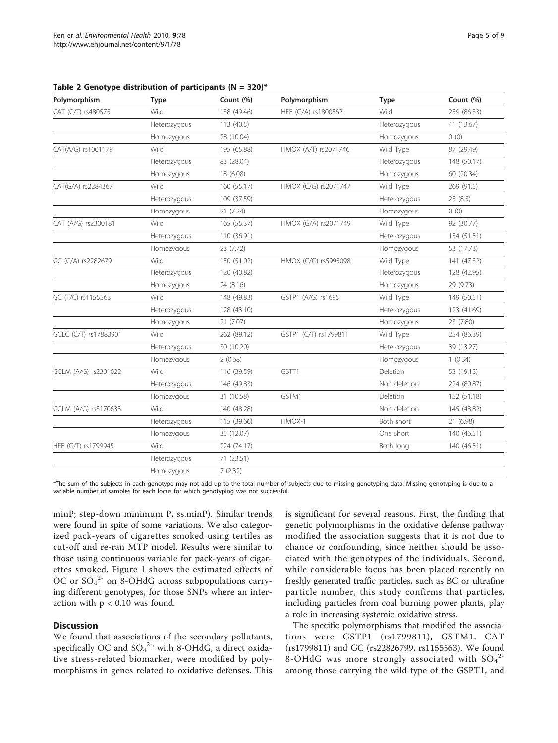**Table 2 Genotype distribution of participants (N = 320)***

| Polymorphism | Type | Count (%) | Polymorphism | Type | Count (%) |
|---|---|---|---|---|---|
| CAT (C/T) rs480575 | Wild | 138 (49.46) | HFE (G/A) rs1800562 | Wild | 259 (86.33) |
| | Heterozygous | 113 (40.5) | | Heterozygous | 41 (13.67) |
| | Homozygous | 28 (10.04) | | Homozygous | 0 (0) |
| CAT(A/G) rs1001179 | Wild | 195 (65.88) | HMOX (A/T) rs2071746 | Wild Type | 87 (29.49) |
| | Heterozygous | 83 (28.04) | | Heterozygous | 148 (50.17) |
| | Homozygous | 18 (6.08) | | Homozygous | 60 (20.34) |
| CAT(G/A) rs2284367 | Wild | 160 (55.17) | HMOX (C/G) rs2071747 | Wild Type | 269 (91.5) |
| | Heterozygous | 109 (37.59) | | Heterozygous | 25 (8.5) |
| | Homozygous | 21 (7.24) | | Homozygous | 0 (0) |
| CAT (A/G) rs2300181 | Wild | 165 (55.37) | HMOX (G/A) rs2071749 | Wild Type | 92 (30.77) |
| | Heterozygous | 110 (36.91) | | Heterozygous | 154 (51.51) |
| | Homozygous | 23 (7.72) | | Homozygous | 53 (17.73) |
| GC (C/A) rs2282679 | Wild | 150 (51.02) | HMOX (C/G) rs5995098 | Wild Type | 141 (47.32) |
| | Heterozygous | 120 (40.82) | | Heterozygous | 128 (42.95) |
| | Homozygous | 24 (8.16) | | Homozygous | 29 (9.73) |
| GC (T/C) rs1155563 | Wild | 148 (49.83) | GSTP1 (A/G) rs1695 | Wild Type | 149 (50.51) |
| | Heterozygous | 128 (43.10) | | Heterozygous | 123 (41.69) |
| | Homozygous | 21 (7.07) | | Homozygous | 23 (7.80) |
| GCLC (C/T) rs17883901 | Wild | 262 (89.12) | GSTP1 (C/T) rs1799811 | Wild Type | 254 (86.39) |
| | Heterozygous | 30 (10.20) | | Heterozygous | 39 (13.27) |
| | Homozygous | 2 (0.68) | | Homozygous | 1 (0.34) |
| GCLM (A/G) rs2301022 | Wild | 116 (39.59) | GSTT1 | Deletion | 53 (19.13) |
| | Heterozygous | 146 (49.83) | | Non deletion | 224 (80.87) |
| | Homozygous | 31 (10.58) | GSTM1 | Deletion | 152 (51.18) |
| GCLM (A/G) rs3170633 | Wild | 140 (48.28) | | Non deletion | 145 (48.82) |
| | Heterozygous | 115 (39.66) | HMOX-1 | Both short | 21 (6.98) |
| | Homozygous | 35 (12.07) | | One short | 140 (46.51) |
| HFE (G/T) rs1799945 | Wild | 224 (74.17) | | Both long | 140 (46.51) |
| | Heterozygous | 71 (23.51) | | | |
| | Homozygous | 7 (2.32) | | | |

*The sum of the subjects in each genotype may not add up to the total number of subjects due to missing genotyping data. Missing genotyping is due to a variable number of samples for each locus for which genotyping was not successful.

minP; step-down minimum P, ss.minP). Similar trends were found in spite of some variations. We also categorized pack-years of cigarettes smoked using tertiles as cut-off and re-ran MTP model. Results were similar to those using continuous variable for pack-years of cigarettes smoked. Figure 1 shows the estimated effects of OC or $SO_4^{2-}$ on 8-OHdG across subpopulations carrying different genotypes, for those SNPs where an interaction with $p < 0.10$ was found.

## Discussion

We found that associations of the secondary pollutants, specifically OC and $SO_4^{2-}$, with 8-OHdG, a direct oxidative stress-related biomarker, were modified by polymorphisms in genes related to oxidative defenses. This is significant for several reasons. First, the finding that genetic polymorphisms in the oxidative defense pathway modified the association suggests that it is not due to chance or confounding, since neither should be associated with the genotypes of the individuals. Second, while considerable focus has been placed recently on freshly generated traffic particles, such as BC or ultrafine particle number, this study confirms that particles, including particles from coal burning power plants, play a role in increasing systemic oxidative stress.

The specific polymorphisms that modified the associations were GSTP1 (rs1799811), GSTM1, CAT (rs1799811) and GC (rs22826799, rs1155563). We found 8-OHdG was more strongly associated with $SO_4^{2-}$ among those carrying the wild type of the GSPT1, and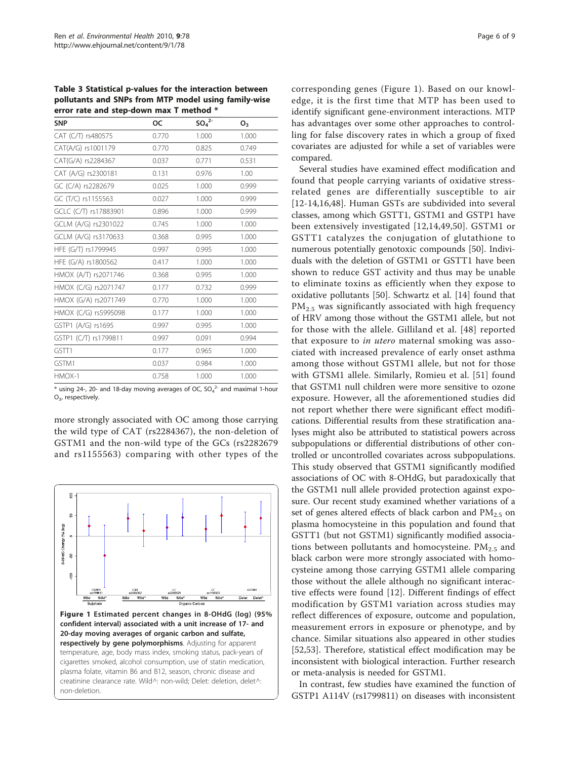**Table 3 Statistical p-values for the interaction between pollutants and SNPs from MTP model using family-wise error rate and step-down max T method ***

| SNP | OC | $SO_4^{2-}$ | $O_3$ |
|---|---|---|---|
| CAT (C/T) rs480575 | 0.770 | 1.000 | 1.000 |
| CAT(A/G) rs1001179 | 0.770 | 0.825 | 0.749 |
| CAT(G/A) rs2284367 | 0.037 | 0.771 | 0.531 |
| CAT (A/G) rs2300181 | 0.131 | 0.976 | 1.00 |
| GC (C/A) rs2282679 | 0.025 | 1.000 | 0.999 |
| GC (T/C) rs1155563 | 0.027 | 1.000 | 0.999 |
| GCLC (C/T) rs17883901 | 0.896 | 1.000 | 0.999 |
| GCLM (A/G) rs2301022 | 0.745 | 1.000 | 1.000 |
| GCLM (A/G) rs3170633 | 0.368 | 0.995 | 1.000 |
| HFE (G/T) rs1799945 | 0.997 | 0.995 | 1.000 |
| HFE (G/A) rs1800562 | 0.417 | 1.000 | 1.000 |
| HMOX (A/T) rs2071746 | 0.368 | 0.995 | 1.000 |
| HMOX (C/G) rs2071747 | 0.177 | 0.732 | 0.999 |
| HMOX (G/A) rs2071749 | 0.770 | 1.000 | 1.000 |
| HMOX (C/G) rs5995098 | 0.177 | 1.000 | 1.000 |
| GSTP1 (A/G) rs1695 | 0.997 | 0.995 | 1.000 |
| GSTP1 (C/T) rs1799811 | 0.997 | 0.091 | 0.994 |
| GSTT1 | 0.177 | 0.965 | 1.000 |
| GSTM1 | 0.037 | 0.984 | 1.000 |
| HMOX-1 | 0.758 | 1.000 | 1.000 |

* using 24-, 20- and 18-day moving averages of OC, $SO_4^{2-}$ and maximal 1-hour $O_3$, respectively.

more strongly associated with OC among those carrying the wild type of CAT (rs2284367), the non-deletion of GSTM1 and the non-wild type of the GCs (rs2282679 and rs1155563) comparing with other types of the corresponding genes (Figure 1). Based on our knowledge, it is the first time that MTP has been used to identify significant gene-environment interactions. MTP has advantages over some other approaches to controlling for false discovery rates in which a group of fixed covariates are adjusted for while a set of variables were compared.

**Figure 1 Estimated percent changes in 8-OHdG (log) (95% confident interval) associated with a unit increase of 17- and 20-day moving averages of organic carbon and sulfate, respectively by gene polymorphisms**. Adjusting for apparent temperature, age, body mass index, smoking status, pack-years of cigarettes smoked, alcohol consumption, use of statin medication, plasma folate, vitamin B6 and B12, season, chronic disease and creatinine clearance rate. Wild^: non-wild; Delet: deletion, delet^: non-deletion.

Several studies have examined effect modification and found that people carrying variants of oxidative stress-related genes are differentially susceptible to air [12-14,16,48]. Human GSTs are subdivided into several classes, among which GSTT1, GSTM1 and GSTP1 have been extensively investigated [12,14,49,50]. GSTM1 or GSTT1 catalyzes the conjugation of glutathione to numerous potentially genotoxic compounds [50]. Individuals with the deletion of GSTM1 or GSTT1 have been shown to reduce GST activity and thus may be unable to eliminate toxins as efficiently when they expose to oxidative pollutants [50]. Schwartz et al. [14] found that $PM_{2.5}$ was significantly associated with high frequency of HRV among those without the GSTM1 allele, but not for those with the allele. Gilliland et al. [48] reported that exposure to *in utero* maternal smoking was associated with increased prevalence of early onset asthma among those without GSTM1 allele, but not for those with GTSM1 allele. Similarly, Romieu et al. [51] found that GSTM1 null children were more sensitive to ozone exposure. However, all the aforementioned studies did not report whether there were significant effect modifications. Differential results from these stratification analyses might also be attributed to statistical powers across subpopulations or differential distributions of other controlled or uncontrolled covariates across subpopulations. This study observed that GSTM1 significantly modified associations of OC with 8-OHdG, but paradoxically that the GSTM1 null allele provided protection against exposure. Our recent study examined whether variations of a set of genes altered effects of black carbon and $PM_{2.5}$ on plasma homocysteine in this population and found that GSTT1 (but not GSTM1) significantly modified associations between pollutants and homocysteine. $PM_{2.5}$ and black carbon were more strongly associated with homocysteine among those carrying GSTM1 allele comparing those without the allele although no significant interactive effects were found [12]. Different findings of effect modification by GSTM1 variation across studies may reflect differences of exposure, outcome and population, measurement errors in exposure or phenotype, and by chance. Similar situations also appeared in other studies [52,53]. Therefore, statistical effect modification may be inconsistent with biological interaction. Further research or meta-analysis is needed for GSTM1.

In contrast, few studies have examined the function of GSTP1 A114V (rs1799811) on diseases with inconsistent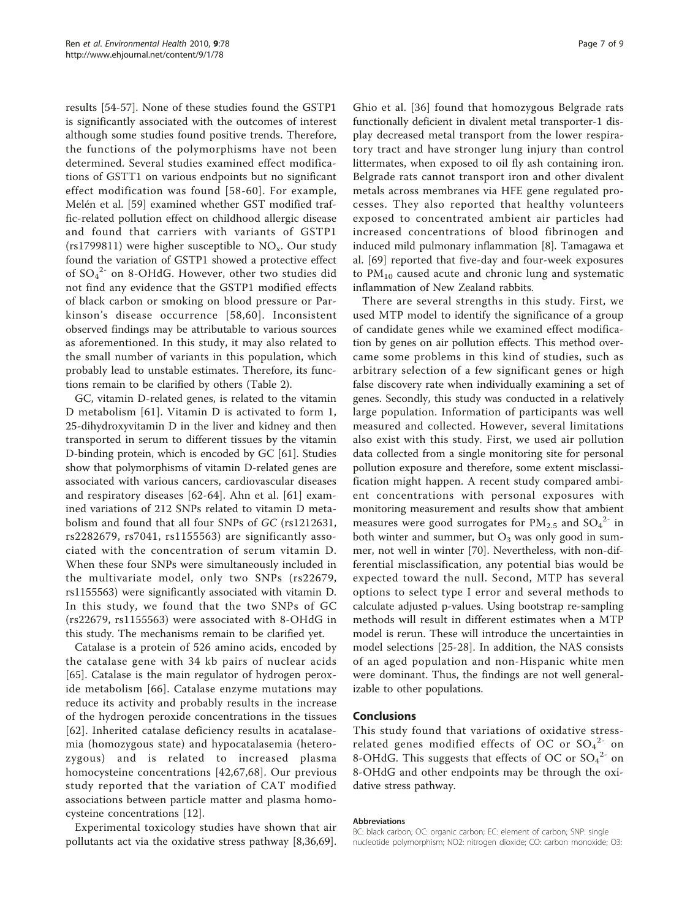results [54-57]. None of these studies found the GSTP1 is significantly associated with the outcomes of interest although some studies found positive trends. Therefore, the functions of the polymorphisms have not been determined. Several studies examined effect modifications of GSTT1 on various endpoints but no significant effect modification was found [58-60]. For example, Melén et al. [59] examined whether GST modified traffic-related pollution effect on childhood allergic disease and found that carriers with variants of GSTP1 (rs1799811) were higher susceptible to $NO_x$. Our study found the variation of GSTP1 showed a protective effect of $SO_4^{2-}$ on 8-OHdG. However, other two studies did not find any evidence that the GSTP1 modified effects of black carbon or smoking on blood pressure or Parkinson's disease occurrence [58,60]. Inconsistent observed findings may be attributable to various sources as aforementioned. In this study, it may also related to the small number of variants in this population, which probably lead to unstable estimates. Therefore, its functions remain to be clarified by others (Table 2).

GC, vitamin D-related genes, is related to the vitamin D metabolism [61]. Vitamin D is activated to form 1, 25-dihydroxyvitamin D in the liver and kidney and then transported in serum to different tissues by the vitamin D-binding protein, which is encoded by GC [61]. Studies show that polymorphisms of vitamin D-related genes are associated with various cancers, cardiovascular diseases and respiratory diseases [62-64]. Ahn et al. [61] examined variations of 212 SNPs related to vitamin D metabolism and found that all four SNPs of *GC* (rs1212631, rs2282679, rs7041, rs1155563) are significantly associated with the concentration of serum vitamin D. When these four SNPs were simultaneously included in the multivariate model, only two SNPs (rs22679, rs1155563) were significantly associated with vitamin D. In this study, we found that the two SNPs of GC (rs22679, rs1155563) were associated with 8-OHdG in this study. The mechanisms remain to be clarified yet.

Catalase is a protein of 526 amino acids, encoded by the catalase gene with 34 kb pairs of nuclear acids [65]. Catalase is the main regulator of hydrogen peroxide metabolism [66]. Catalase enzyme mutations may reduce its activity and probably results in the increase of the hydrogen peroxide concentrations in the tissues [62]. Inherited catalase deficiency results in acatalasemia (homozygous state) and hypocatalasemia (heterozygous) and is related to increased plasma homocysteine concentrations [42,67,68]. Our previous study reported that the variation of CAT modified associations between particle matter and plasma homocysteine concentrations [12].

Experimental toxicology studies have shown that air pollutants act via the oxidative stress pathway [8,36,69]. Ghio et al. [36] found that homozygous Belgrade rats functionally deficient in divalent metal transporter-1 display decreased metal transport from the lower respiratory tract and have stronger lung injury than control littermates, when exposed to oil fly ash containing iron. Belgrade rats cannot transport iron and other divalent metals across membranes via HFE gene regulated processes. They also reported that healthy volunteers exposed to concentrated ambient air particles had increased concentrations of blood fibrinogen and induced mild pulmonary inflammation [8]. Tamagawa et al. [69] reported that five-day and four-week exposures to $PM_{10}$ caused acute and chronic lung and systematic inflammation of New Zealand rabbits.

There are several strengths in this study. First, we used MTP model to identify the significance of a group of candidate genes while we examined effect modification by genes on air pollution effects. This method overcame some problems in this kind of studies, such as arbitrary selection of a few significant genes or high false discovery rate when individually examining a set of genes. Secondly, this study was conducted in a relatively large population. Information of participants was well measured and collected. However, several limitations also exist with this study. First, we used air pollution data collected from a single monitoring site for personal pollution exposure and therefore, some extent misclassification might happen. A recent study compared ambient concentrations with personal exposures with monitoring measurement and results show that ambient measures were good surrogates for $PM_{2.5}$ and $SO_4^{2-}$ in both winter and summer, but $O_3$ was only good in summer, not well in winter [70]. Nevertheless, with non-differential misclassification, any potential bias would be expected toward the null. Second, MTP has several options to select type I error and several methods to calculate adjusted p-values. Using bootstrap re-sampling methods will result in different estimates when a MTP model is rerun. These will introduce the uncertainties in model selections [25-28]. In addition, the NAS consists of an aged population and non-Hispanic white men were dominant. Thus, the findings are not well generalizable to other populations.

## Conclusions

This study found that variations of oxidative stress-related genes modified effects of OC or $SO_4^{2-}$ on 8-OHdG. This suggests that effects of OC or $SO_4^{2-}$ on 8-OHdG and other endpoints may be through the oxidative stress pathway.

#### Abbreviations

BC: black carbon; OC: organic carbon; EC: element of carbon; SNP: single nucleotide polymorphism; NO2: nitrogen dioxide; CO: carbon monoxide; O3: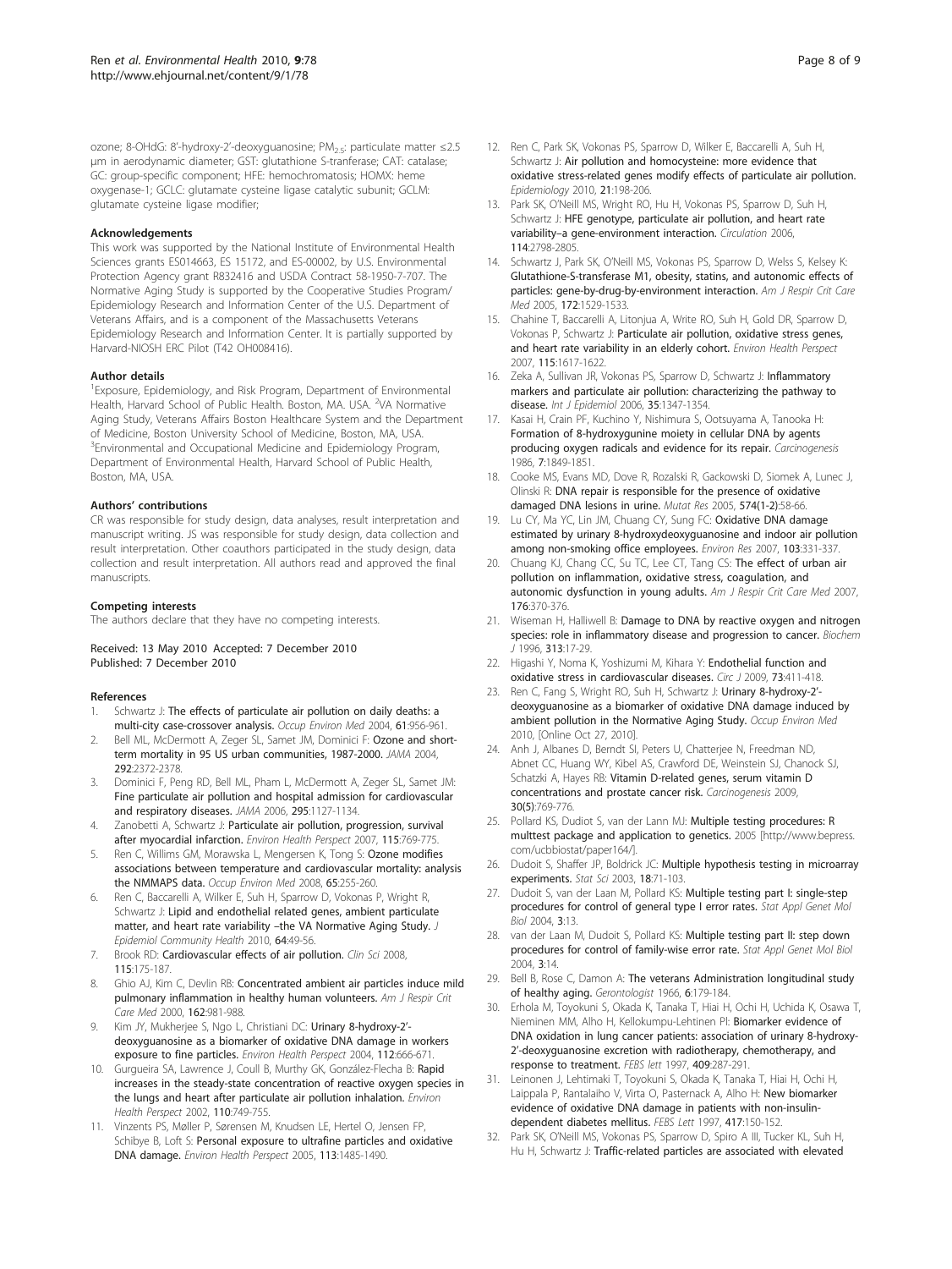ozone; 8-OHdG: 8'-hydroxy-2'-deoxyguanosine; $PM_{2.5}$: particulate matter ≤2.5 μm in aerodynamic diameter; GST: glutathione S-tranferase; CAT: catalase; GC: group-specific component; HFE: hemochromatosis; HOMX: heme oxygenase-1; GCLC: glutamate cysteine ligase catalytic subunit; GCLM: glutamate cysteine ligase modifier;

#### Acknowledgements

This work was supported by the National Institute of Environmental Health Sciences grants ES014663, ES 15172, and ES-00002, by U.S. Environmental Protection Agency grant R832416 and USDA Contract 58-1950-7-707. The Normative Aging Study is supported by the Cooperative Studies Program/ Epidemiology Research and Information Center of the U.S. Department of Veterans Affairs, and is a component of the Massachusetts Veterans Epidemiology Research and Information Center. It is partially supported by Harvard-NIOSH ERC Pilot (T42 OH008416).

#### Author details

[1]Exposure, Epidemiology, and Risk Program, Department of Environmental Health, Harvard School of Public Health. Boston, MA. USA. [2]VA Normative Aging Study, Veterans Affairs Boston Healthcare System and the Department of Medicine, Boston University School of Medicine, Boston, MA, USA. [3]Environmental and Occupational Medicine and Epidemiology Program, Department of Environmental Health, Harvard School of Public Health, Boston, MA, USA.

#### Authors' contributions

CR was responsible for study design, data analyses, result interpretation and manuscript writing. JS was responsible for study design, data collection and result interpretation. Other coauthors participated in the study design, data collection and result interpretation. All authors read and approved the final manuscripts.

#### Competing interests

The authors declare that they have no competing interests.

Received: 13 May 2010 Accepted: 7 December 2010
Published: 7 December 2010

#### References

1. Schwartz J: **The effects of particulate air pollution on daily deaths: a multi-city case-crossover analysis.** *Occup Environ Med* 2004, **61**:956-961.
2. Bell ML, McDermott A, Zeger SL, Samet JM, Dominici F: **Ozone and short-term mortality in 95 US urban communities, 1987-2000.** *JAMA* 2004, **292**:2372-2378.
3. Dominici F, Peng RD, Bell ML, Pham L, McDermott A, Zeger SL, Samet JM: **Fine particulate air pollution and hospital admission for cardiovascular and respiratory diseases.** *JAMA* 2006, **295**:1127-1134.
4. Zanobetti A, Schwartz J: **Particulate air pollution, progression, survival after myocardial infarction.** *Environ Health Perspect* 2007, **115**:769-775.
5. Ren C, Willims GM, Morawska L, Mengersen K, Tong S: **Ozone modifies associations between temperature and cardiovascular mortality: analysis the NMMAPS data.** *Occup Environ Med* 2008, **65**:255-260.
6. Ren C, Baccarelli A, Wilker E, Suh H, Sparrow D, Vokonas P, Wright R, Schwartz J: **Lipid and endothelial related genes, ambient particulate matter, and heart rate variability –the VA Normative Aging Study.** *J Epidemiol Community Health* 2010, **64**:49-56.
7. Brook RD: **Cardiovascular effects of air pollution.** *Clin Sci* 2008, **115**:175-187.
8. Ghio AJ, Kim C, Devlin RB: **Concentrated ambient air particles induce mild pulmonary inflammation in healthy human volunteers.** *Am J Respir Crit Care Med* 2000, **162**:981-988.
9. Kim JY, Mukherjee S, Ngo L, Christiani DC: **Urinary 8-hydroxy-2'-deoxyguanosine as a biomarker of oxidative DNA damage in workers exposure to fine particles.** *Environ Health Perspect* 2004, **112**:666-671.
10. Gurgueira SA, Lawrence J, Coull B, Murthy GK, González-Flecha B: **Rapid increases in the steady-state concentration of reactive oxygen species in the lungs and heart after particulate air pollution inhalation.** *Environ Health Perspect* 2002, **110**:749-755.
11. Vinzents PS, Møller P, Sørensen M, Knudsen LE, Hertel O, Jensen FP, Schibye B, Loft S: **Personal exposure to ultrafine particles and oxidative DNA damage.** *Environ Health Perspect* 2005, **113**:1485-1490.
12. Ren C, Park SK, Vokonas PS, Sparrow D, Wilker E, Baccarelli A, Suh H, Schwartz J: **Air pollution and homocysteine: more evidence that oxidative stress-related genes modify effects of particulate air pollution.** *Epidemiology* 2010, **21**:198-206.
13. Park SK, O'Neill MS, Wright RO, Hu H, Vokonas PS, Sparrow D, Suh H, Schwartz J: **HFE genotype, particulate air pollution, and heart rate variability–a gene-environment interaction.** *Circulation* 2006, **114**:2798-2805.
14. Schwartz J, Park SK, O'Neill MS, Vokonas PS, Sparrow D, Welss S, Kelsey K: **Glutathione-S-transferase M1, obesity, statins, and autonomic effects of particles: gene-by-drug-by-environment interaction.** *Am J Respir Crit Care Med* 2005, **172**:1529-1533.
15. Chahine T, Baccarelli A, Litonjua A, Write RO, Suh H, Gold DR, Sparrow D, Vokonas P, Schwartz J: **Particulate air pollution, oxidative stress genes, and heart rate variability in an elderly cohort.** *Environ Health Perspect* 2007, **115**:1617-1622.
16. Zeka A, Sullivan JR, Vokonas PS, Sparrow D, Schwartz J: **Inflammatory markers and particulate air pollution: characterizing the pathway to disease.** *Int J Epidemiol* 2006, **35**:1347-1354.
17. Kasai H, Crain PF, Kuchino Y, Nishimura S, Ootsuyama A, Tanooka H: **Formation of 8-hydroxygunine moiety in cellular DNA by agents producing oxygen radicals and evidence for its repair.** *Carcinogenesis* 1986, **7**:1849-1851.
18. Cooke MS, Evans MD, Dove R, Rozalski R, Gackowski D, Siomek A, Lunec J, Olinski R: **DNA repair is responsible for the presence of oxidative damaged DNA lesions in urine.** *Mutat Res* 2005, **574(1-2)**:58-66.
19. Lu CY, Ma YC, Lin JM, Chuang CY, Sung FC: **Oxidative DNA damage estimated by urinary 8-hydroxydeoxyguanosine and indoor air pollution among non-smoking office employees.** *Environ Res* 2007, **103**:331-337.
20. Chuang KJ, Chang CC, Su TC, Lee CT, Tang CS: **The effect of urban air pollution on inflammation, oxidative stress, coagulation, and autonomic dysfunction in young adults.** *Am J Respir Crit Care Med* 2007, **176**:370-376.
21. Wiseman H, Halliwell B: **Damage to DNA by reactive oxygen and nitrogen species: role in inflammatory disease and progression to cancer.** *Biochem J* 1996, **313**:17-29.
22. Higashi Y, Noma K, Yoshizumi M, Kihara Y: **Endothelial function and oxidative stress in cardiovascular diseases.** *Circ J* 2009, **73**:411-418.
23. Ren C, Fang S, Wright RO, Suh H, Schwartz J: **Urinary 8-hydroxy-2'-deoxyguanosine as a biomarker of oxidative DNA damage induced by ambient pollution in the Normative Aging Study.** *Occup Environ Med* 2010, [Online Oct 27, 2010].
24. Anh J, Albanes D, Berndt SI, Peters U, Chatterjee N, Freedman ND, Abnet CC, Huang WY, Kibel AS, Crawford DE, Weinstein SJ, Chanock SJ, Schatzki A, Hayes RB: **Vitamin D-related genes, serum vitamin D concentrations and prostate cancer risk.** *Carcinogenesis* 2009, **30(5)**:769-776.
25. Pollard KS, Dudiot S, van der Lann MJ: **Multiple testing procedures: R multtest package and application to genetics.** 2005 [http://www.bepress.com/ucbbiostat/paper164/].
26. Dudoit S, Shaffer JP, Boldrick JC: **Multiple hypothesis testing in microarray experiments.** *Stat Sci* 2003, **18**:71-103.
27. Dudoit S, van der Laan M, Pollard KS: **Multiple testing part I: single-step procedures for control of general type I error rates.** *Stat Appl Genet Mol Biol* 2004, **3**:13.
28. van der Laan M, Dudoit S, Pollard KS: **Multiple testing part II: step down procedures for control of family-wise error rate.** *Stat Appl Genet Mol Biol* 2004, **3**:14.
29. Bell B, Rose C, Damon A: **The veterans Administration longitudinal study of healthy aging.** *Gerontologist* 1966, **6**:179-184.
30. Erhola M, Toyokuni S, Okada K, Tanaka T, Hiai H, Ochi H, Uchida K, Osawa T, Nieminen MM, Alho H, Kellokumpu-Lehtinen PI: **Biomarker evidence of DNA oxidation in lung cancer patients: association of urinary 8-hydroxy-2'-deoxyguanosine excretion with radiotherapy, chemotherapy, and response to treatment.** *FEBS lett* 1997, **409**:287-291.
31. Leinonen J, Lehtimaki T, Toyokuni S, Okada K, Tanaka T, Hiai H, Ochi H, Laippala P, Rantalaiho V, Virta O, Pasternack A, Alho H: **New biomarker evidence of oxidative DNA damage in patients with non-insulin-dependent diabetes mellitus.** *FEBS Lett* 1997, **417**:150-152.
32. Park SK, O'Neill MS, Vokonas PS, Sparrow D, Spiro A III, Tucker KL, Suh H, Hu H, Schwartz J: **Traffic-related particles are associated with elevated**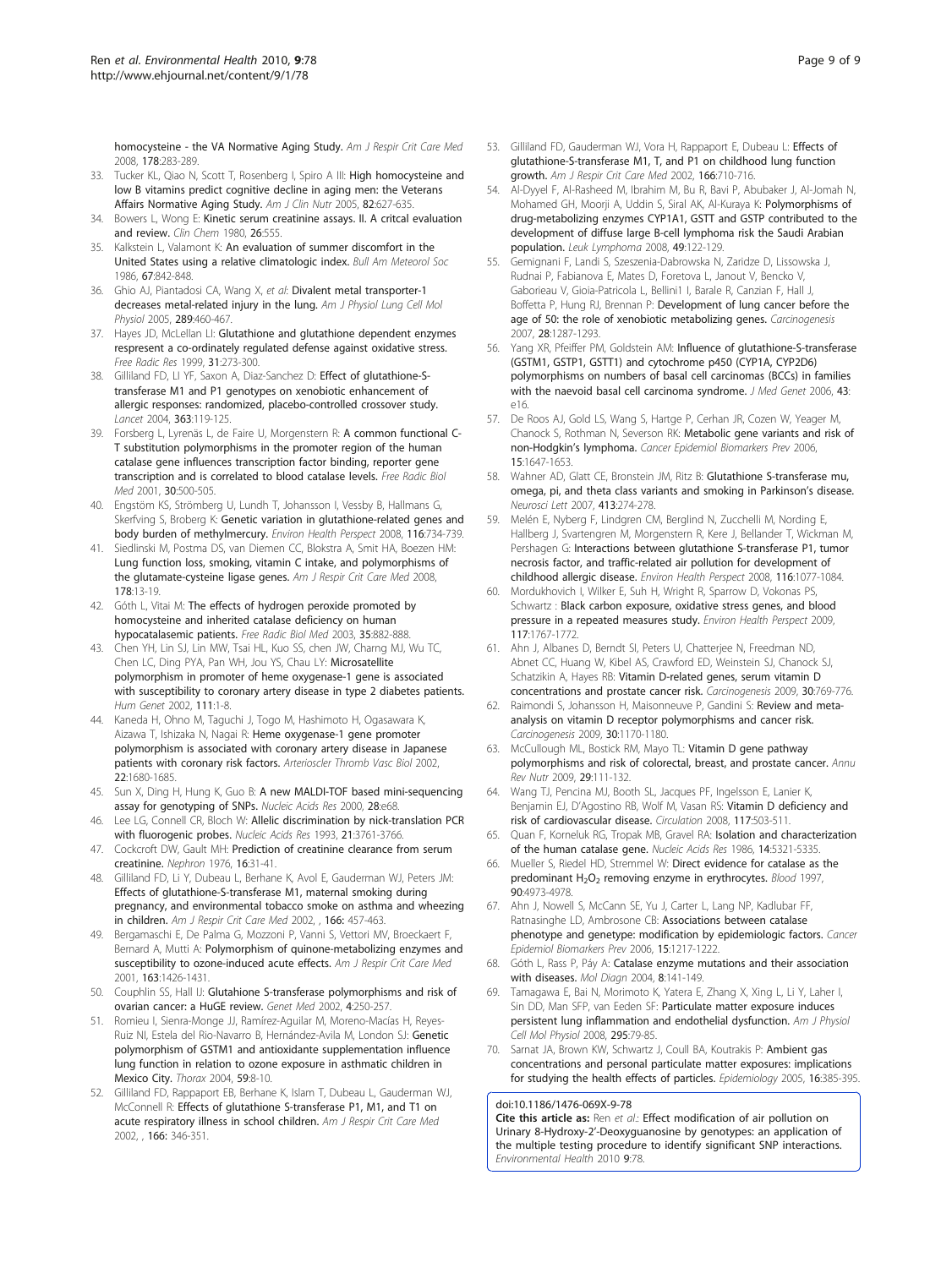homocysteine - the VA Normative Aging Study. *Am J Respir Crit Care Med* 2008, 178:283-289.

33. Tucker KL, Qiao N, Scott T, Rosenberg I, Spiro A III: **High homocysteine and low B vitamins predict cognitive decline in aging men: the Veterans Affairs Normative Aging Study.** *Am J Clin Nutr* 2005, 82:627-635.
34. Bowers L, Wong E: **Kinetic serum creatinine assays. II. A critcal evaluation and review.** *Clin Chem* 1980, 26:555.
35. Kalkstein L, Valamont K: **An evaluation of summer discomfort in the United States using a relative climatologic index.** *Bull Am Meteorol Soc* 1986, 67:842-848.
36. Ghio AJ, Piantadosi CA, Wang X, *et al*: **Divalent metal transporter-1 decreases metal-related injury in the lung.** *Am J Physiol Lung Cell Mol Physiol* 2005, 289:460-467.
37. Hayes JD, McLellan LI: **Glutathione and glutathione dependent enzymes respresent a co-ordinately regulated defense against oxidative stress.** *Free Radic Res* 1999, 31:273-300.
38. Gilliland FD, LI YF, Saxon A, Diaz-Sanchez D: **Effect of glutathione-S-transferase M1 and P1 genotypes on xenobiotic enhancement of allergic responses: randomized, placebo-controlled crossover study.** *Lancet* 2004, 363:119-125.
39. Forsberg L, Lyrenäs L, de Faire U, Morgenstern R: **A common functional C-T substitution polymorphisms in the promoter region of the human catalase gene influences transcription factor binding, reporter gene transcription and is correlated to blood catalase levels.** *Free Radic Biol Med* 2001, 30:500-505.
40. Engstöm KS, Strömberg U, Lundh T, Johansson I, Vessby B, Hallmans G, Skerfving S, Broberg K: **Genetic variation in glutathione-related genes and body burden of methylmercury.** *Environ Health Perspect* 2008, 116:734-739.
41. Siedlinski M, Postma DS, van Diemen CC, Blokstra A, Smit HA, Boezen HM: **Lung function loss, smoking, vitamin C intake, and polymorphisms of the glutamate-cysteine ligase genes.** *Am J Respir Crit Care Med* 2008, 178:13-19.
42. Góth L, Vitai M: **The effects of hydrogen peroxide promoted by homocysteine and inherited catalase deficiency on human hypocatalasemic patients.** *Free Radic Biol Med* 2003, 35:882-888.
43. Chen YH, Lin SJ, Lin MW, Tsai HL, Kuo SS, chen JW, Charng MJ, Wu TC, Chen LC, Ding PYA, Pan WH, Jou YS, Chau LY: **Microsatellite polymorphism in promoter of heme oxygenase-1 gene is associated with susceptibility to coronary artery disease in type 2 diabetes patients.** *Hum Genet* 2002, 111:1-8.
44. Kaneda H, Ohno M, Taguchi J, Togo M, Hashimoto H, Ogasawara K, Aizawa T, Ishizaka N, Nagai R: **Heme oxygenase-1 gene promoter polymorphism is associated with coronary artery disease in Japanese patients with coronary risk factors.** *Arterioscler Thromb Vasc Biol* 2002, 22:1680-1685.
45. Sun X, Ding H, Hung K, Guo B: **A new MALDI-TOF based mini-sequencing assay for genotyping of SNPs.** *Nucleic Acids Res* 2000, 28:e68.
46. Lee LG, Connell CR, Bloch W: **Allelic discrimination by nick-translation PCR with fluorogenic probes.** *Nucleic Acids Res* 1993, 21:3761-3766.
47. Cockcroft DW, Gault MH: **Prediction of creatinine clearance from serum creatinine.** *Nephron* 1976, 16:31-41.
48. Gilliland FD, Li Y, Dubeau L, Berhane K, Avol E, Gauderman WJ, Peters JM: **Effects of glutathione-S-transferase M1, maternal smoking during pregnancy, and environmental tobacco smoke on asthma and wheezing in children.** *Am J Respir Crit Care Med* 2002, , 166: 457-463.
49. Bergamaschi E, De Palma G, Mozzoni P, Vanni S, Vettori MV, Broeckaert F, Bernard A, Mutti A: **Polymorphism of quinone-metabolizing enzymes and susceptibility to ozone-induced acute effects.** *Am J Respir Crit Care Med* 2001, 163:1426-1431.
50. Couphlin SS, Hall IJ: **Glutahione S-transferase polymorphisms and risk of ovarian cancer: a HuGE review.** *Genet Med* 2002, 4:250-257.
51. Romieu I, Sienra-Monge JJ, Ramírez-Aguilar M, Moreno-Macías H, Reyes-Ruiz NI, Estela del Rio-Navarro B, Hernández-Avila M, London SJ: **Genetic polymorphism of GSTM1 and antioxidante supplementation influence lung function in relation to ozone exposure in asthmatic children in Mexico City.** *Thorax* 2004, 59:8-10.
52. Gilliland FD, Rappaport EB, Berhane K, Islam T, Dubeau L, Gauderman WJ, McConnell R: **Effects of glutathione S-transferase P1, M1, and T1 on acute respiratory illness in school children.** *Am J Respir Crit Care Med* 2002, , 166: 346-351.
53. Gilliland FD, Gauderman WJ, Vora H, Rappaport E, Dubeau L: **Effects of glutathione-S-transferase M1, T, and P1 on childhood lung function growth.** *Am J Respir Crit Care Med* 2002, 166:710-716.
54. Al-Dyyel F, Al-Rasheed M, Ibrahim M, Bu R, Bavi P, Abubaker J, Al-Jomah N, Mohamed GH, Moorji A, Uddin S, Siral AK, Al-Kuraya K: **Polymorphisms of drug-metabolizing enzymes CYP1A1, GSTT and GSTP contributed to the development of diffuse large B-cell lymphoma risk the Saudi Arabian population.** *Leuk Lymphoma* 2008, 49:122-129.
55. Gemignani F, Landi S, Szeszenia-Dabrowska N, Zaridze D, Lissowska J, Rudnai P, Fabianova E, Mates D, Foretova L, Janout V, Bencko V, Gaborieau V, Gioia-Patricola L, Bellini1 I, Barale R, Canzian F, Hall J, Boffetta P, Hung RJ, Brennan P: **Development of lung cancer before the age of 50: the role of xenobiotic metabolizing genes.** *Carcinogenesis* 2007, 28:1287-1293.
56. Yang XR, Pfeiffer PM, Goldstein AM: **Influence of glutathione-S-transferase (GSTM1, GSTP1, GSTT1) and cytochrome p450 (CYP1A, CYP2D6) polymorphisms on numbers of basal cell carcinomas (BCCs) in families with the naevoid basal cell carcinoma syndrome.** *J Med Genet* 2006, 43: e16.
57. De Roos AJ, Gold LS, Wang S, Hartge P, Cerhan JR, Cozen W, Yeager M, Chanock S, Rothman N, Severson RK: **Metabolic gene variants and risk of non-Hodgkin's lymphoma.** *Cancer Epidemiol Biomarkers Prev* 2006, 15:1647-1653.
58. Wahner AD, Glatt CE, Bronstein JM, Ritz B: **Glutathione S-transferase mu, omega, pi, and theta class variants and smoking in Parkinson's disease.** *Neurosci Lett* 2007, 413:274-278.
59. Melén E, Nyberg F, Lindgren CM, Berglind N, Zucchelli M, Nording E, Hallberg J, Svartengren M, Morgenstern R, Kere J, Bellander T, Wickman M, Pershagen G: **Interactions between glutathione S-transferase P1, tumor necrosis factor, and traffic-related air pollution for development of childhood allergic disease.** *Environ Health Perspect* 2008, 116:1077-1084.
60. Mordukhovich I, Wilker E, Suh H, Wright R, Sparrow D, Vokonas PS, Schwartz : **Black carbon exposure, oxidative stress genes, and blood pressure in a repeated measures study.** *Environ Health Perspect* 2009, 117:1767-1772.
61. Ahn J, Albanes D, Berndt SI, Peters U, Chatterjee N, Freedman ND, Abnet CC, Huang W, Kibel AS, Crawford ED, Weinstein SJ, Chanock SJ, Schatzikin A, Hayes RB: **Vitamin D-related genes, serum vitamin D concentrations and prostate cancer risk.** *Carcinogenesis* 2009, 30:769-776.
62. Raimondi S, Johansson H, Maisonneuve P, Gandini S: **Review and meta-analysis on vitamin D receptor polymorphisms and cancer risk.** *Carcinogenesis* 2009, 30:1170-1180.
63. McCullough ML, Bostick RM, Mayo TL: **Vitamin D gene pathway polymorphisms and risk of colorectal, breast, and prostate cancer.** *Annu Rev Nutr* 2009, 29:111-132.
64. Wang TJ, Pencina MJ, Booth SL, Jacques PF, Ingelsson E, Lanier K, Benjamin EJ, D'Agostino RB, Wolf M, Vasan RS: **Vitamin D deficiency and risk of cardiovascular disease.** *Circulation* 2008, 117:503-511.
65. Quan F, Korneluk RG, Tropak MB, Gravel RA: **Isolation and characterization of the human catalase gene.** *Nucleic Acids Res* 1986, 14:5321-5335.
66. Mueller S, Riedel HD, Stremmel W: **Direct evidence for catalase as the predominant $H_2O_2$ removing enzyme in erythrocytes.** *Blood* 1997, 90:4973-4978.
67. Ahn J, Nowell S, McCann SE, Yu J, Carter L, Lang NP, Kadlubar FF, Ratnasinghe LD, Ambrosone CB: **Associations between catalase phenotype and genetype: modification by epidemiologic factors.** *Cancer Epidemiol Biomarkers Prev* 2006, 15:1217-1222.
68. Góth L, Rass P, Páy A: **Catalase enzyme mutations and their association with diseases.** *Mol Diagn* 2004, 8:141-149.
69. Tamagawa E, Bai N, Morimoto K, Yatera E, Zhang X, Xing L, Li Y, Laher I, Sin DD, Man SFP, van Eeden SF: **Particulate matter exposure induces persistent lung inflammation and endothelial dysfunction.** *Am J Physiol Cell Mol Physiol* 2008, 295:79-85.
70. Sarnat JA, Brown KW, Schwartz J, Coull BA, Koutrakis P: **Ambient gas concentrations and personal particulate matter exposures: implications for studying the health effects of particles.** *Epidemiology* 2005, 16:385-395.

doi:10.1186/1476-069X-9-78

**Cite this article as:** Ren *et al.*: Effect modification of air pollution on Urinary 8-Hydroxy-2'-Deoxyguanosine by genotypes: an application of the multiple testing procedure to identify significant SNP interactions. *Environmental Health* 2010 9:78.